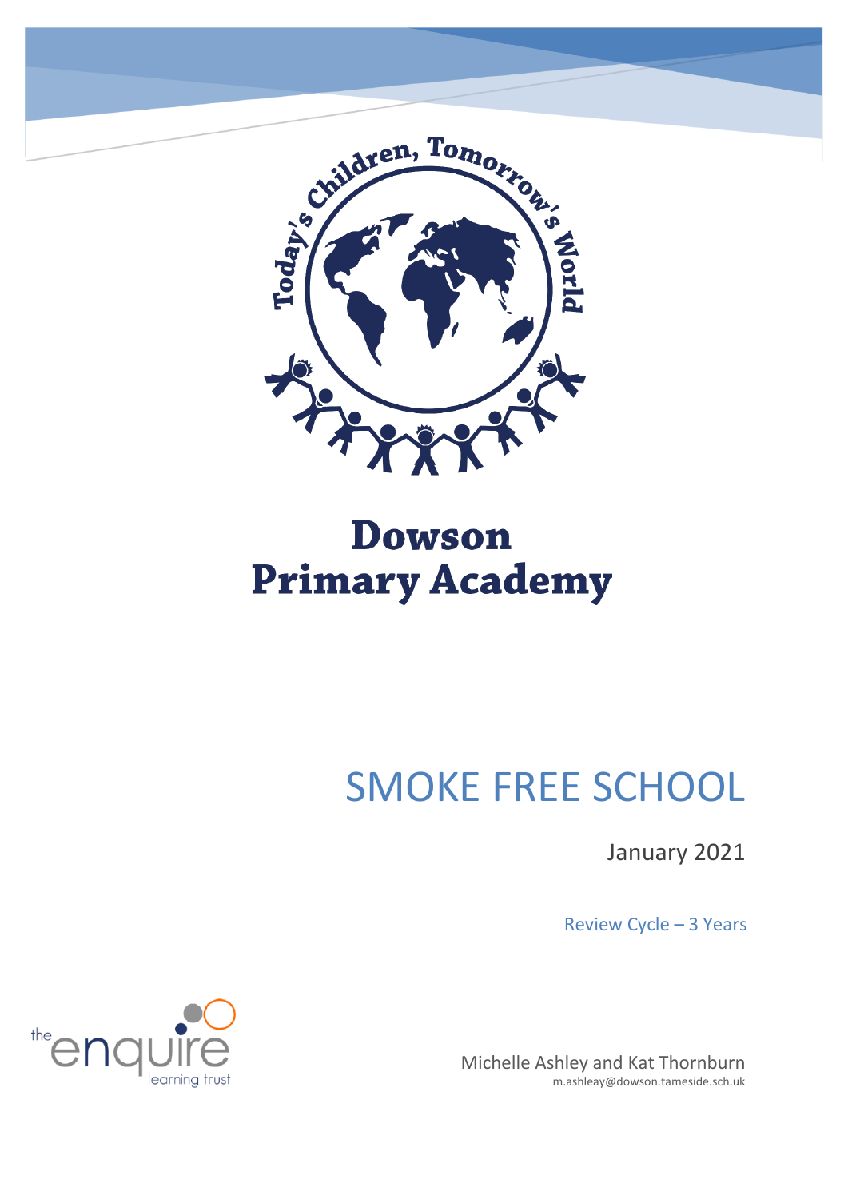# Dowson Primary Academy

# SMOKE FREE SCHOOL

January 2021

Review Cycle – 3 Years

Michelle Ashley and Kat Thornburn
m.ashleay@dowson.tameside.sch.uk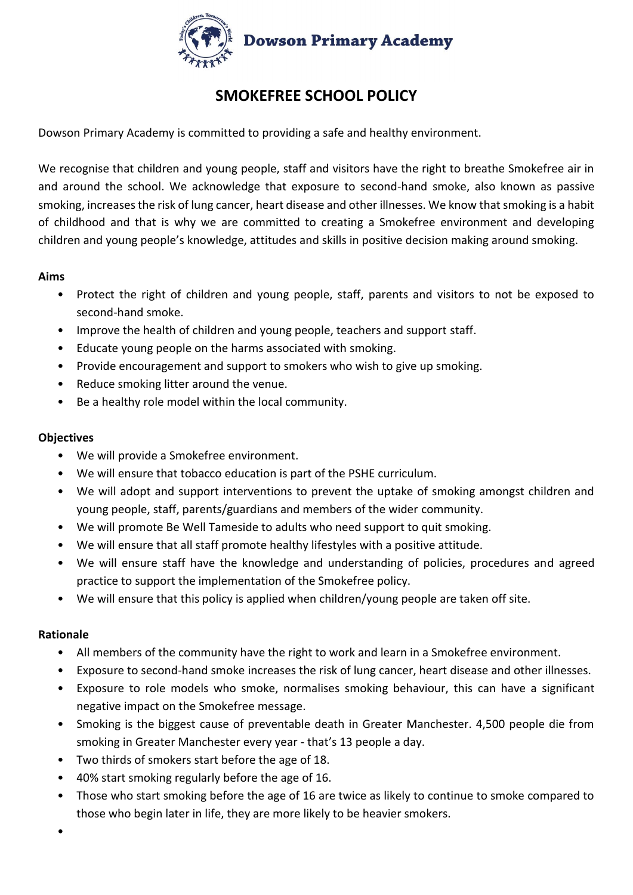Dowson Primary Academy

# SMOKEFREE SCHOOL POLICY

Dowson Primary Academy is committed to providing a safe and healthy environment.

We recognise that children and young people, staff and visitors have the right to breathe Smokefree air in and around the school. We acknowledge that exposure to second-hand smoke, also known as passive smoking, increases the risk of lung cancer, heart disease and other illnesses. We know that smoking is a habit of childhood and that is why we are committed to creating a Smokefree environment and developing children and young people's knowledge, attitudes and skills in positive decision making around smoking.

**Aims**

- Protect the right of children and young people, staff, parents and visitors to not be exposed to second-hand smoke.
- Improve the health of children and young people, teachers and support staff.
- Educate young people on the harms associated with smoking.
- Provide encouragement and support to smokers who wish to give up smoking.
- Reduce smoking litter around the venue.
- Be a healthy role model within the local community.

**Objectives**

- We will provide a Smokefree environment.
- We will ensure that tobacco education is part of the PSHE curriculum.
- We will adopt and support interventions to prevent the uptake of smoking amongst children and young people, staff, parents/guardians and members of the wider community.
- We will promote Be Well Tameside to adults who need support to quit smoking.
- We will ensure that all staff promote healthy lifestyles with a positive attitude.
- We will ensure staff have the knowledge and understanding of policies, procedures and agreed practice to support the implementation of the Smokefree policy.
- We will ensure that this policy is applied when children/young people are taken off site.

**Rationale**

- All members of the community have the right to work and learn in a Smokefree environment.
- Exposure to second-hand smoke increases the risk of lung cancer, heart disease and other illnesses.
- Exposure to role models who smoke, normalises smoking behaviour, this can have a significant negative impact on the Smokefree message.
- Smoking is the biggest cause of preventable death in Greater Manchester. 4,500 people die from smoking in Greater Manchester every year - that's 13 people a day.
- Two thirds of smokers start before the age of 18.
- 40% start smoking regularly before the age of 16.
- Those who start smoking before the age of 16 are twice as likely to continue to smoke compared to those who begin later in life, they are more likely to be heavier smokers.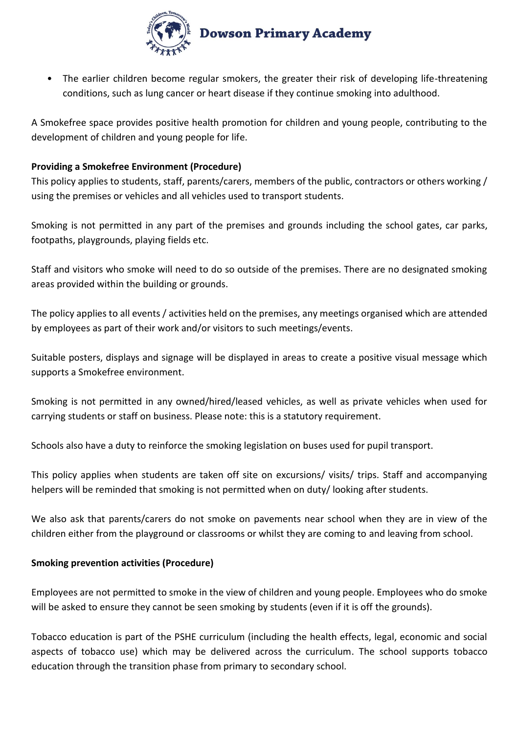- The earlier children become regular smokers, the greater their risk of developing life-threatening conditions, such as lung cancer or heart disease if they continue smoking into adulthood.

A Smokefree space provides positive health promotion for children and young people, contributing to the development of children and young people for life.

**Providing a Smokefree Environment (Procedure)**

This policy applies to students, staff, parents/carers, members of the public, contractors or others working / using the premises or vehicles and all vehicles used to transport students.

Smoking is not permitted in any part of the premises and grounds including the school gates, car parks, footpaths, playgrounds, playing fields etc.

Staff and visitors who smoke will need to do so outside of the premises. There are no designated smoking areas provided within the building or grounds.

The policy applies to all events / activities held on the premises, any meetings organised which are attended by employees as part of their work and/or visitors to such meetings/events.

Suitable posters, displays and signage will be displayed in areas to create a positive visual message which supports a Smokefree environment.

Smoking is not permitted in any owned/hired/leased vehicles, as well as private vehicles when used for carrying students or staff on business. Please note: this is a statutory requirement.

Schools also have a duty to reinforce the smoking legislation on buses used for pupil transport.

This policy applies when students are taken off site on excursions/ visits/ trips. Staff and accompanying helpers will be reminded that smoking is not permitted when on duty/ looking after students.

We also ask that parents/carers do not smoke on pavements near school when they are in view of the children either from the playground or classrooms or whilst they are coming to and leaving from school.

**Smoking prevention activities (Procedure)**

Employees are not permitted to smoke in the view of children and young people. Employees who do smoke will be asked to ensure they cannot be seen smoking by students (even if it is off the grounds).

Tobacco education is part of the PSHE curriculum (including the health effects, legal, economic and social aspects of tobacco use) which may be delivered across the curriculum. The school supports tobacco education through the transition phase from primary to secondary school.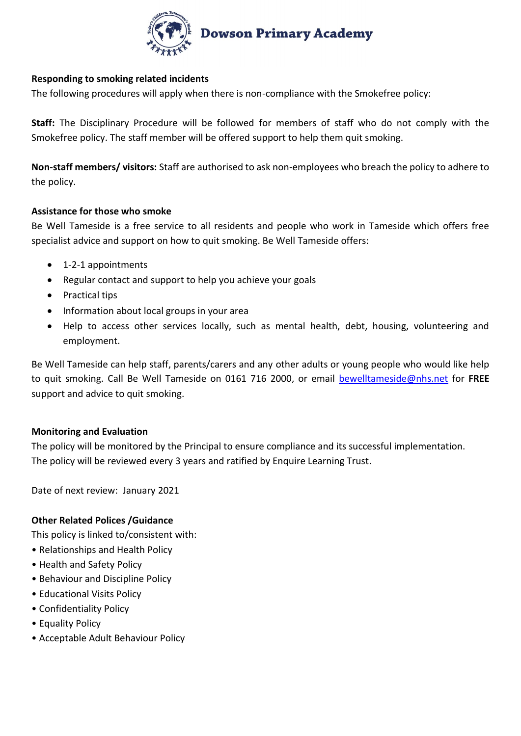### Responding to smoking related incidents

The following procedures will apply when there is non-compliance with the Smokefree policy:

**Staff:** The Disciplinary Procedure will be followed for members of staff who do not comply with the Smokefree policy. The staff member will be offered support to help them quit smoking.

**Non-staff members/ visitors:** Staff are authorised to ask non-employees who breach the policy to adhere to the policy.

### Assistance for those who smoke

Be Well Tameside is a free service to all residents and people who work in Tameside which offers free specialist advice and support on how to quit smoking. Be Well Tameside offers:

- 1-2-1 appointments
- Regular contact and support to help you achieve your goals
- Practical tips
- Information about local groups in your area
- Help to access other services locally, such as mental health, debt, housing, volunteering and employment.

Be Well Tameside can help staff, parents/carers and any other adults or young people who would like help to quit smoking. Call Be Well Tameside on 0161 716 2000, or email bewelltameside@nhs.net for **FREE** support and advice to quit smoking.

### Monitoring and Evaluation

The policy will be monitored by the Principal to ensure compliance and its successful implementation.
The policy will be reviewed every 3 years and ratified by Enquire Learning Trust.

Date of next review: January 2021

### Other Related Polices /Guidance

This policy is linked to/consistent with:

- Relationships and Health Policy
- Health and Safety Policy
- Behaviour and Discipline Policy
- Educational Visits Policy
- Confidentiality Policy
- Equality Policy
- Acceptable Adult Behaviour Policy